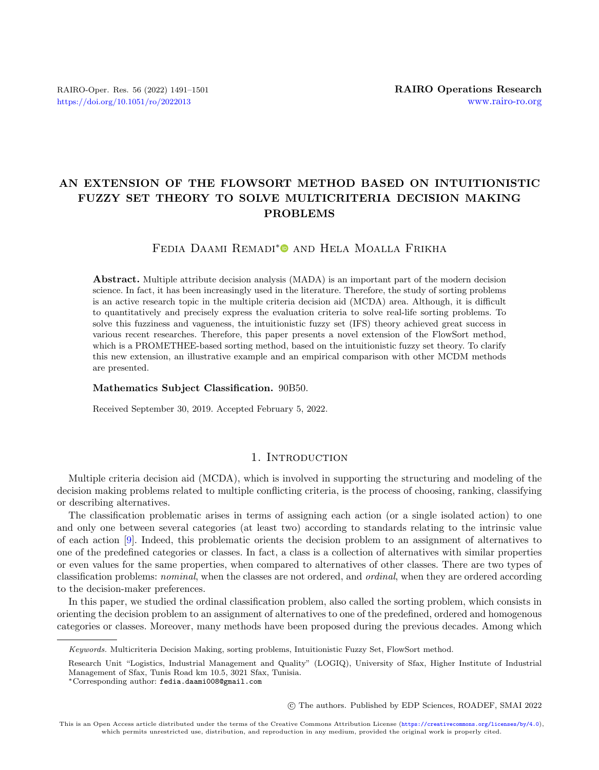# AN EXTENSION OF THE FLOWSORT METHOD BASED ON INTUITIONISTIC FUZZY SET THEORY TO SOLVE MULTICRITERIA DECISION MAKING PROBLEMS

Fedia Daami Remadi* and Hela Moalla Frikha

**Abstract.** Multiple attribute decision analysis (MADA) is an important part of the modern decision science. In fact, it has been increasingly used in the literature. Therefore, the study of sorting problems is an active research topic in the multiple criteria decision aid (MCDA) area. Although, it is difficult to quantitatively and precisely express the evaluation criteria to solve real-life sorting problems. To solve this fuzziness and vagueness, the intuitionistic fuzzy set (IFS) theory achieved great success in various recent researches. Therefore, this paper presents a novel extension of the FlowSort method, which is a PROMETHEE-based sorting method, based on the intuitionistic fuzzy set theory. To clarify this new extension, an illustrative example and an empirical comparison with other MCDM methods are presented.

**Mathematics Subject Classification.** 90B50.

Received September 30, 2019. Accepted February 5, 2022.

## 1. Introduction

Multiple criteria decision aid (MCDA), which is involved in supporting the structuring and modeling of the decision making problems related to multiple conflicting criteria, is the process of choosing, ranking, classifying or describing alternatives.

The classification problematic arises in terms of assigning each action (or a single isolated action) to one and only one between several categories (at least two) according to standards relating to the intrinsic value of each action [9]. Indeed, this problematic orients the decision problem to an assignment of alternatives to one of the predefined categories or classes. In fact, a class is a collection of alternatives with similar properties or even values for the same properties, when compared to alternatives of other classes. There are two types of classification problems: *nominal*, when the classes are not ordered, and *ordinal*, when they are ordered according to the decision-maker preferences.

In this paper, we studied the ordinal classification problem, also called the sorting problem, which consists in orienting the decision problem to an assignment of alternatives to one of the predefined, ordered and homogenous categories or classes. Moreover, many methods have been proposed during the previous decades. Among which

---

*Keywords.* Multicriteria Decision Making, sorting problems, Intuitionistic Fuzzy Set, FlowSort method.

Research Unit "Logistics, Industrial Management and Quality" (LOGIQ), University of Sfax, Higher Institute of Industrial Management of Sfax, Tunis Road km 10.5, 3021 Sfax, Tunisia.

*Corresponding author: fedia.daami008@gmail.com

© The authors. Published by EDP Sciences, ROADEF, SMAI 2022

This is an Open Access article distributed under the terms of the Creative Commons Attribution License (https://creativecommons.org/licenses/by/4.0), which permits unrestricted use, distribution, and reproduction in any medium, provided the original work is properly cited.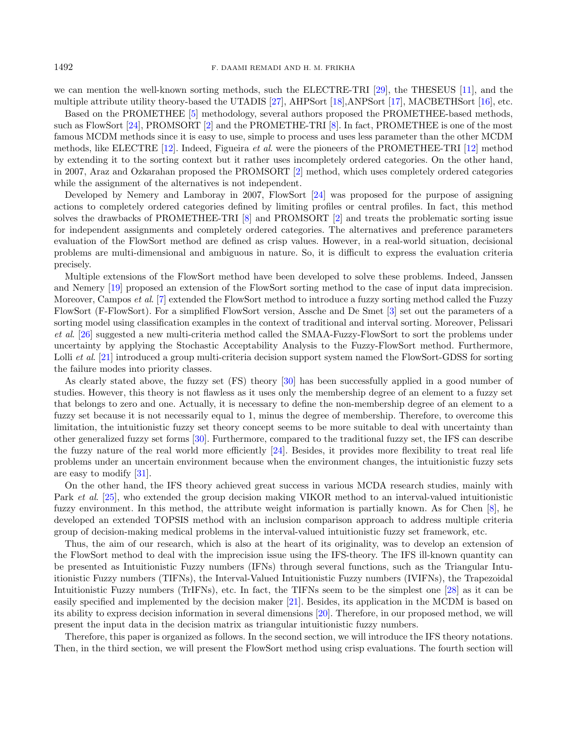we can mention the well-known sorting methods, such the ELECTRE-TRI [29], the THESEUS [11], and the multiple attribute utility theory-based the UTADIS [27], AHPSort [18],ANPSort [17], MACBETHSort [16], etc.

Based on the PROMETHEE [5] methodology, several authors proposed the PROMETHEE-based methods, such as FlowSort [24], PROMSORT [2] and the PROMETHE-TRI [8]. In fact, PROMETHEE is one of the most famous MCDM methods since it is easy to use, simple to process and uses less parameter than the other MCDM methods, like ELECTRE [12]. Indeed, Figueira *et al.* were the pioneers of the PROMETHEE-TRI [12] method by extending it to the sorting context but it rather uses incompletely ordered categories. On the other hand, in 2007, Araz and Ozkarahan proposed the PROMSORT [2] method, which uses completely ordered categories while the assignment of the alternatives is not independent.

Developed by Nemery and Lamboray in 2007, FlowSort [24] was proposed for the purpose of assigning actions to completely ordered categories defined by limiting profiles or central profiles. In fact, this method solves the drawbacks of PROMETHEE-TRI [8] and PROMSORT [2] and treats the problematic sorting issue for independent assignments and completely ordered categories. The alternatives and preference parameters evaluation of the FlowSort method are defined as crisp values. However, in a real-world situation, decisional problems are multi-dimensional and ambiguous in nature. So, it is difficult to express the evaluation criteria precisely.

Multiple extensions of the FlowSort method have been developed to solve these problems. Indeed, Janssen and Nemery [19] proposed an extension of the FlowSort sorting method to the case of input data imprecision. Moreover, Campos *et al.* [7] extended the FlowSort method to introduce a fuzzy sorting method called the Fuzzy FlowSort (F-FlowSort). For a simplified FlowSort version, Assche and De Smet [3] set out the parameters of a sorting model using classification examples in the context of traditional and interval sorting. Moreover, Pelissari *et al.* [26] suggested a new multi-criteria method called the SMAA-Fuzzy-FlowSort to sort the problems under uncertainty by applying the Stochastic Acceptability Analysis to the Fuzzy-FlowSort method. Furthermore, Lolli *et al.* [21] introduced a group multi-criteria decision support system named the FlowSort-GDSS for sorting the failure modes into priority classes.

As clearly stated above, the fuzzy set (FS) theory [30] has been successfully applied in a good number of studies. However, this theory is not flawless as it uses only the membership degree of an element to a fuzzy set that belongs to zero and one. Actually, it is necessary to define the non-membership degree of an element to a fuzzy set because it is not necessarily equal to 1, minus the degree of membership. Therefore, to overcome this limitation, the intuitionistic fuzzy set theory concept seems to be more suitable to deal with uncertainty than other generalized fuzzy set forms [30]. Furthermore, compared to the traditional fuzzy set, the IFS can describe the fuzzy nature of the real world more efficiently [24]. Besides, it provides more flexibility to treat real life problems under an uncertain environment because when the environment changes, the intuitionistic fuzzy sets are easy to modify [31].

On the other hand, the IFS theory achieved great success in various MCDA research studies, mainly with Park *et al.* [25], who extended the group decision making VIKOR method to an interval-valued intuitionistic fuzzy environment. In this method, the attribute weight information is partially known. As for Chen [8], he developed an extended TOPSIS method with an inclusion comparison approach to address multiple criteria group of decision-making medical problems in the interval-valued intuitionistic fuzzy set framework, etc.

Thus, the aim of our research, which is also at the heart of its originality, was to develop an extension of the FlowSort method to deal with the imprecision issue using the IFS-theory. The IFS ill-known quantity can be presented as Intuitionistic Fuzzy numbers (IFNs) through several functions, such as the Triangular Intuitionistic Fuzzy numbers (TIFNs), the Interval-Valued Intuitionistic Fuzzy numbers (IVIFNs), the Trapezoidal Intuitionistic Fuzzy numbers (TrIFNs), etc. In fact, the TIFNs seem to be the simplest one [28] as it can be easily specified and implemented by the decision maker [21]. Besides, its application in the MCDM is based on its ability to express decision information in several dimensions [20]. Therefore, in our proposed method, we will present the input data in the decision matrix as triangular intuitionistic fuzzy numbers.

Therefore, this paper is organized as follows. In the second section, we will introduce the IFS theory notations. Then, in the third section, we will present the FlowSort method using crisp evaluations. The fourth section will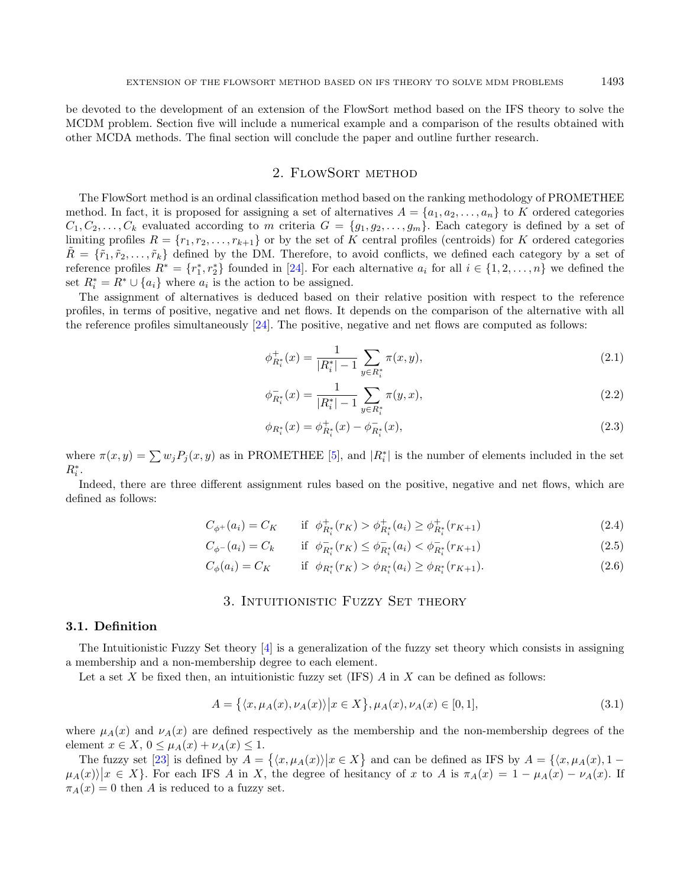be devoted to the development of an extension of the FlowSort method based on the IFS theory to solve the MCDM problem. Section five will include a numerical example and a comparison of the results obtained with other MCDA methods. The final section will conclude the paper and outline further research.

## 2. FlowSort method

The FlowSort method is an ordinal classification method based on the ranking methodology of PROMETHEE method. In fact, it is proposed for assigning a set of alternatives $A = \{a_1, a_2, \ldots, a_n\}$ to $K$ ordered categories $C_1, C_2, \ldots, C_k$ evaluated according to $m$ criteria $G = \{g_1, g_2, \ldots, g_m\}$. Each category is defined by a set of limiting profiles $R = \{r_1, r_2, \ldots, r_{k+1}\}$ or by the set of $K$ central profiles (centroids) for $K$ ordered categories $\tilde{R} = \{\tilde{r}_1, \tilde{r}_2, \ldots, \tilde{r}_k\}$ defined by the DM. Therefore, to avoid conflicts, we defined each category by a set of reference profiles $R^* = \{r_1^*, r_2^*\}$ founded in [24]. For each alternative $a_i$ for all $i \in \{1, 2, \ldots, n\}$ we defined the set $R_i^* = R^* \cup \{a_i\}$ where $a_i$ is the action to be assigned.

The assignment of alternatives is deduced based on their relative position with respect to the reference profiles, in terms of positive, negative and net flows. It depends on the comparison of the alternative with all the reference profiles simultaneously [24]. The positive, negative and net flows are computed as follows:

$$\phi^+_{R_i^*}(x) = \frac{1}{|R_i^*| - 1} \sum_{y \in R_i^*} \pi(x, y), \tag{2.1}$$

$$\phi^-_{R_i^*}(x) = \frac{1}{|R_i^*| - 1} \sum_{y \in R_i^*} \pi(y, x), \tag{2.2}$$

$$\phi_{R_i^*}(x) = \phi^+_{R_i^*}(x) - \phi^-_{R_i^*}(x), \tag{2.3}$$

where $\pi(x, y) = \sum w_j P_j(x, y)$ as in PROMETHEE [5], and $|R_i^*|$ is the number of elements included in the set $R_i^*$.

Indeed, there are three different assignment rules based on the positive, negative and net flows, which are defined as follows:

$$C_{\phi^+}(a_i) = C_K \qquad \text{if} \;\; \phi^+_{R_i^*}(r_K) > \phi^+_{R_i^*}(a_i) \geq \phi^+_{R_i^*}(r_{K+1}) \tag{2.4}$$

$$C_{\phi^-}(a_i) = C_k \qquad \text{if} \;\; \phi^-_{R_i^*}(r_K) \leq \phi^-_{R_i^*}(a_i) < \phi^-_{R_i^*}(r_{K+1}) \tag{2.5}$$

$$C_{\phi}(a_i) = C_K \qquad \text{if} \;\; \phi_{R_i^*}(r_K) > \phi_{R_i^*}(a_i) \geq \phi_{R_i^*}(r_{K+1}). \tag{2.6}$$

## 3. Intuitionistic Fuzzy Set theory

### 3.1. Definition

The Intuitionistic Fuzzy Set theory [4] is a generalization of the fuzzy set theory which consists in assigning a membership and a non-membership degree to each element.

Let a set $X$ be fixed then, an intuitionistic fuzzy set (IFS) $A$ in $X$ can be defined as follows:

$$A = \left\{\langle x, \mu_A(x), \nu_A(x)\rangle \middle| x \in X\right\}, \mu_A(x), \nu_A(x) \in [0, 1], \tag{3.1}$$

where $\mu_A(x)$ and $\nu_A(x)$ are defined respectively as the membership and the non-membership degrees of the element $x \in X$, $0 \leq \mu_A(x) + \nu_A(x) \leq 1$.

The fuzzy set [23] is defined by $A = \left\{\langle x, \mu_A(x)\rangle \middle| x \in X\right\}$ and can be defined as IFS by $A = \{\langle x, \mu_A(x), 1 - \mu_A(x)\rangle | x \in X\}$. For each IFS $A$ in $X$, the degree of hesitancy of $x$ to $A$ is $\pi_A(x) = 1 - \mu_A(x) - \nu_A(x)$. If $\pi_A(x) = 0$ then $A$ is reduced to a fuzzy set.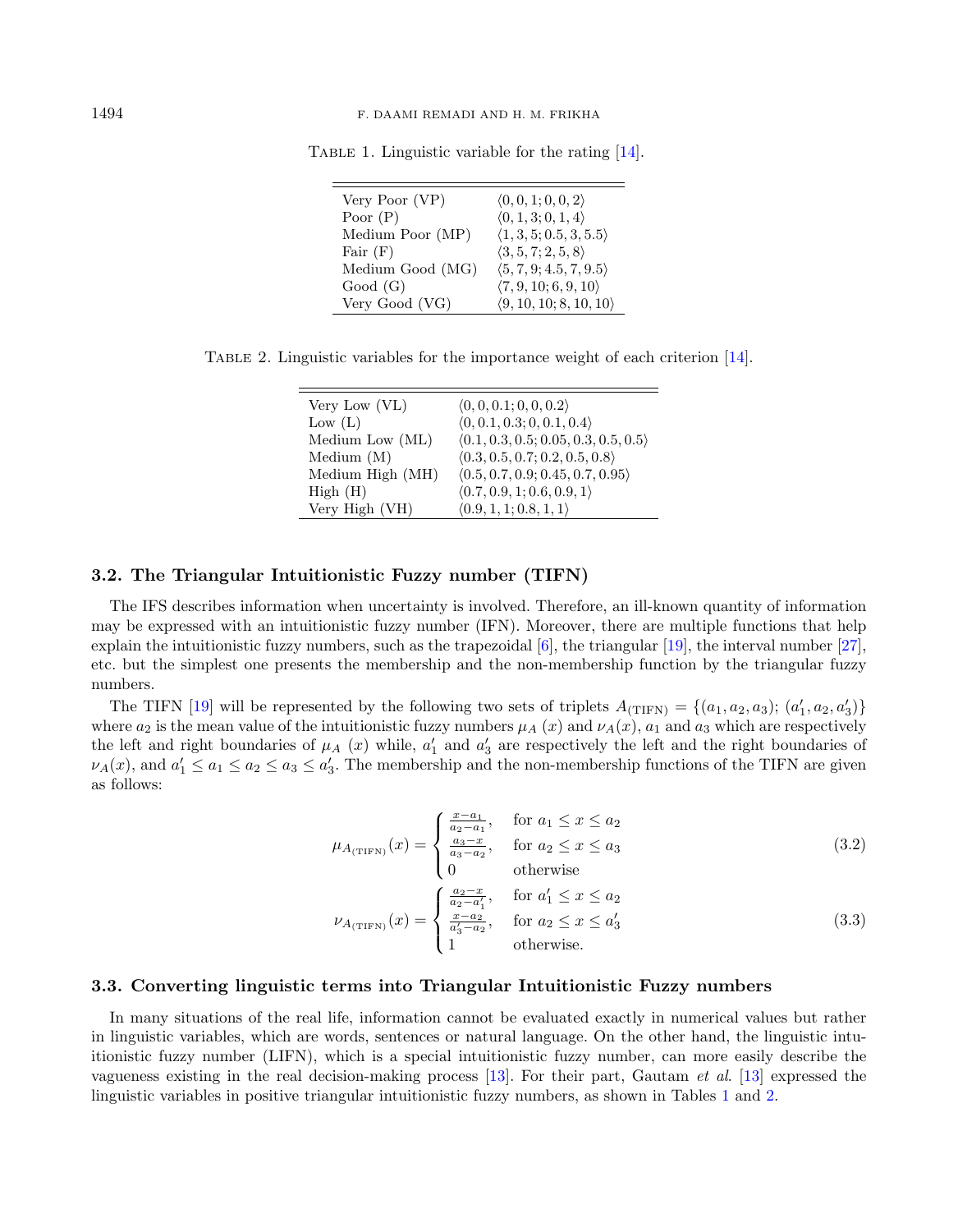Table 1. Linguistic variable for the rating [14].

| | |
|---|---|
| Very Poor (VP) | $\langle 0, 0, 1; 0, 0, 2\rangle$ |
| Poor (P) | $\langle 0, 1, 3; 0, 1, 4\rangle$ |
| Medium Poor (MP) | $\langle 1, 3, 5; 0.5, 3, 5.5\rangle$ |
| Fair (F) | $\langle 3, 5, 7; 2, 5, 8\rangle$ |
| Medium Good (MG) | $\langle 5, 7, 9; 4.5, 7, 9.5\rangle$ |
| Good (G) | $\langle 7, 9, 10; 6, 9, 10\rangle$ |
| Very Good (VG) | $\langle 9, 10, 10; 8, 10, 10\rangle$ |

Table 2. Linguistic variables for the importance weight of each criterion [14].

| | |
|---|---|
| Very Low (VL) | $\langle 0, 0, 0.1; 0, 0, 0.2\rangle$ |
| Low (L) | $\langle 0, 0.1, 0.3; 0, 0.1, 0.4\rangle$ |
| Medium Low (ML) | $\langle 0.1, 0.3, 0.5; 0.05, 0.3, 0.5, 0.5\rangle$ |
| Medium (M) | $\langle 0.3, 0.5, 0.7; 0.2, 0.5, 0.8\rangle$ |
| Medium High (MH) | $\langle 0.5, 0.7, 0.9; 0.45, 0.7, 0.95\rangle$ |
| High (H) | $\langle 0.7, 0.9, 1; 0.6, 0.9, 1\rangle$ |
| Very High (VH) | $\langle 0.9, 1, 1; 0.8, 1, 1\rangle$ |

### 3.2. The Triangular Intuitionistic Fuzzy number (TIFN)

The IFS describes information when uncertainty is involved. Therefore, an ill-known quantity of information may be expressed with an intuitionistic fuzzy number (IFN). Moreover, there are multiple functions that help explain the intuitionistic fuzzy numbers, such as the trapezoidal [6], the triangular [19], the interval number [27], etc. but the simplest one presents the membership and the non-membership function by the triangular fuzzy numbers.

The TIFN [19] will be represented by the following two sets of triplets $A_{(\text{TIFN})} = \{(a_1, a_2, a_3);\ (a'_1, a_2, a'_3)\}$ where $a_2$ is the mean value of the intuitionistic fuzzy numbers $\mu_A\ (x)$ and $\nu_A(x)$, $a_1$ and $a_3$ which are respectively the left and right boundaries of $\mu_A\ (x)$ while, $a'_1$ and $a'_3$ are respectively the left and the right boundaries of $\nu_A(x)$, and $a'_1 \leq a_1 \leq a_2 \leq a_3 \leq a'_3$. The membership and the non-membership functions of the TIFN are given as follows:

$$\mu_{A_{(\text{TIFN})}}(x) = \begin{cases} \frac{x-a_1}{a_2-a_1}, & \text{for } a_1 \leq x \leq a_2 \\ \frac{a_3-x}{a_3-a_2}, & \text{for } a_2 \leq x \leq a_3 \\ 0 & \text{otherwise} \end{cases} \tag{3.2}$$

$$\nu_{A_{(\text{TIFN})}}(x) = \begin{cases} \frac{a_2-x}{a_2-a'_1}, & \text{for } a'_1 \leq x \leq a_2 \\ \frac{x-a_2}{a'_3-a_2}, & \text{for } a_2 \leq x \leq a'_3 \\ 1 & \text{otherwise.} \end{cases} \tag{3.3}$$

### 3.3. Converting linguistic terms into Triangular Intuitionistic Fuzzy numbers

In many situations of the real life, information cannot be evaluated exactly in numerical values but rather in linguistic variables, which are words, sentences or natural language. On the other hand, the linguistic intuitionistic fuzzy number (LIFN), which is a special intuitionistic fuzzy number, can more easily describe the vagueness existing in the real decision-making process [13]. For their part, Gautam *et al.* [13] expressed the linguistic variables in positive triangular intuitionistic fuzzy numbers, as shown in Tables 1 and 2.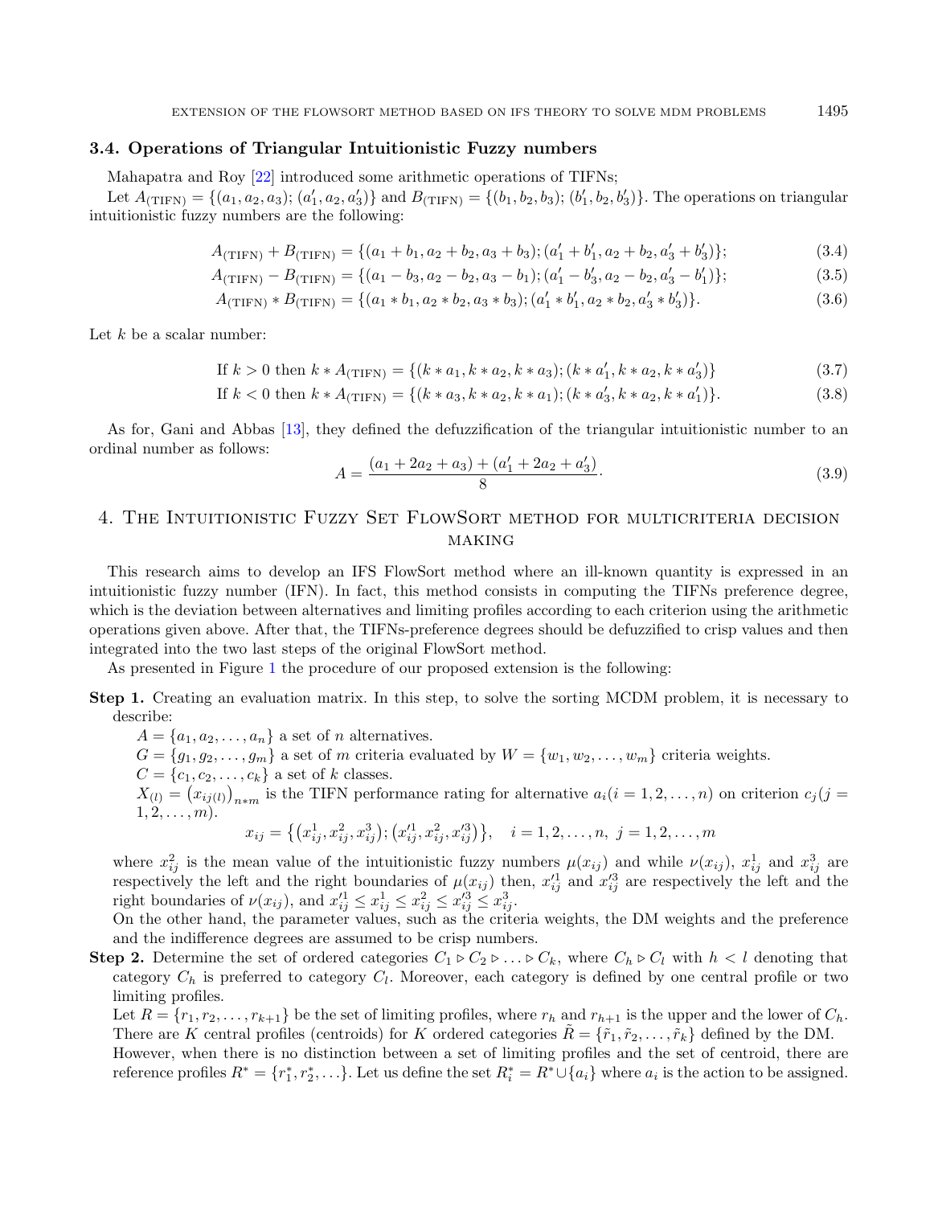### 3.4. Operations of Triangular Intuitionistic Fuzzy numbers

Mahapatra and Roy [22] introduced some arithmetic operations of TIFNs;

Let $A_{(\text{TIFN})} = \{(a_1, a_2, a_3); (a'_1, a_2, a'_3)\}$ and $B_{(\text{TIFN})} = \{(b_1, b_2, b_3); (b'_1, b_2, b'_3)\}$. The operations on triangular intuitionistic fuzzy numbers are the following:

$$A_{(\text{TIFN})} + B_{(\text{TIFN})} = \{(a_1 + b_1, a_2 + b_2, a_3 + b_3); (a'_1 + b'_1, a_2 + b_2, a'_3 + b'_3)\}; \tag{3.4}$$

$$A_{(\text{TIFN})} - B_{(\text{TIFN})} = \{(a_1 - b_3, a_2 - b_2, a_3 - b_1); (a'_1 - b'_3, a_2 - b_2, a'_3 - b'_1)\}; \tag{3.5}$$

$$A_{(\text{TIFN})} * B_{(\text{TIFN})} = \{(a_1 * b_1, a_2 * b_2, a_3 * b_3); (a'_1 * b'_1, a_2 * b_2, a'_3 * b'_3)\}. \tag{3.6}$$

Let $k$ be a scalar number:

$$\text{If } k > 0 \text{ then } k * A_{(\text{TIFN})} = \{(k * a_1, k * a_2, k * a_3); (k * a'_1, k * a_2, k * a'_3)\} \tag{3.7}$$

$$\text{If } k < 0 \text{ then } k * A_{(\text{TIFN})} = \{(k * a_3, k * a_2, k * a_1); (k * a'_3, k * a_2, k * a'_1)\}. \tag{3.8}$$

As for, Gani and Abbas [13], they defined the defuzzification of the triangular intuitionistic number to an ordinal number as follows:

$$A = \frac{(a_1 + 2a_2 + a_3) + (a'_1 + 2a_2 + a'_3)}{8}. \tag{3.9}$$

## 4. The Intuitionistic Fuzzy Set FlowSort method for multicriteria decision making

This research aims to develop an IFS FlowSort method where an ill-known quantity is expressed in an intuitionistic fuzzy number (IFN). In fact, this method consists in computing the TIFNs preference degree, which is the deviation between alternatives and limiting profiles according to each criterion using the arithmetic operations given above. After that, the TIFNs-preference degrees should be defuzzified to crisp values and then integrated into the two last steps of the original FlowSort method.

As presented in Figure 1 the procedure of our proposed extension is the following:

**Step 1.** Creating an evaluation matrix. In this step, to solve the sorting MCDM problem, it is necessary to describe:

$A = \{a_1, a_2, \ldots, a_n\}$ a set of $n$ alternatives.

$G = \{g_1, g_2, \ldots, g_m\}$ a set of $m$ criteria evaluated by $W = \{w_1, w_2, \ldots, w_m\}$ criteria weights.

$C = \{c_1, c_2, \ldots, c_k\}$ a set of $k$ classes.

$X_{(l)} = \left(x_{ij(l)}\right)_{n*m}$ is the TIFN performance rating for alternative $a_i (i = 1, 2, \ldots, n)$ on criterion $c_j (j = 1, 2, \ldots, m)$.

$$x_{ij} = \left\{\left(x^1_{ij}, x^2_{ij}, x^3_{ij}\right); \left(x'^1_{ij}, x^2_{ij}, x'^3_{ij}\right)\right\}, \quad i = 1, 2, \ldots, n, \ j = 1, 2, \ldots, m$$

where $x^2_{ij}$ is the mean value of the intuitionistic fuzzy numbers $\mu(x_{ij})$ and while $\nu(x_{ij})$, $x^1_{ij}$ and $x^3_{ij}$ are respectively the left and the right boundaries of $\mu(x_{ij})$ then, $x'^1_{ij}$ and $x'^3_{ij}$ are respectively the left and the right boundaries of $\nu(x_{ij})$, and $x'^1_{ij} \le x^1_{ij} \le x^2_{ij} \le x'^3_{ij} \le x^3_{ij}$.

On the other hand, the parameter values, such as the criteria weights, the DM weights and the preference and the indifference degrees are assumed to be crisp numbers.

**Step 2.** Determine the set of ordered categories $C_1 \triangleright C_2 \triangleright \ldots \triangleright C_k$, where $C_h \triangleright C_l$ with $h < l$ denoting that category $C_h$ is preferred to category $C_l$. Moreover, each category is defined by one central profile or two limiting profiles.

Let $R = \{r_1, r_2, \ldots, r_{k+1}\}$ be the set of limiting profiles, where $r_h$ and $r_{h+1}$ is the upper and the lower of $C_h$. There are $K$ central profiles (centroids) for $K$ ordered categories $\tilde{R} = \{\tilde{r}_1, \tilde{r}_2, \ldots, \tilde{r}_k\}$ defined by the DM.

However, when there is no distinction between a set of limiting profiles and the set of centroid, there are reference profiles $R^* = \{r^*_1, r^*_2, \ldots\}$. Let us define the set $R^*_i = R^* \cup \{a_i\}$ where $a_i$ is the action to be assigned.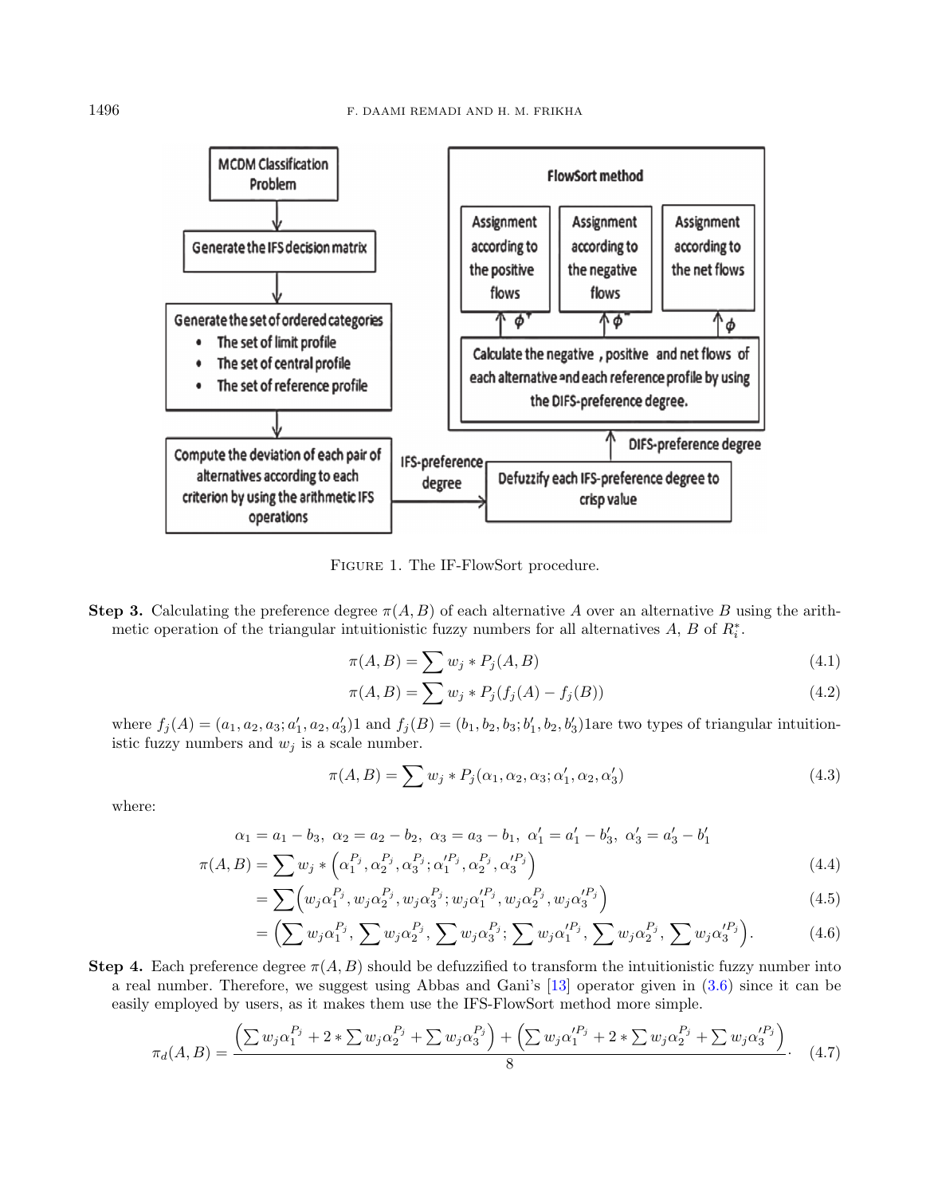FIGURE 1. The IF-FlowSort procedure.

**Step 3.** Calculating the preference degree $\pi(A, B)$ of each alternative $A$ over an alternative $B$ using the arithmetic operation of the triangular intuitionistic fuzzy numbers for all alternatives $A$, $B$ of $R_i^*$.

$$\pi(A, B) = \sum w_j * P_j(A, B) \tag{4.1}$$

$$\pi(A, B) = \sum w_j * P_j(f_j(A) - f_j(B)) \tag{4.2}$$

where $f_j(A) = (a_1, a_2, a_3; a_1', a_2, a_3')1$ and $f_j(B) = (b_1, b_2, b_3; b_1', b_2, b_3')1$are two types of triangular intuitionistic fuzzy numbers and $w_j$ is a scale number.

$$\pi(A, B) = \sum w_j * P_j(\alpha_1, \alpha_2, \alpha_3; \alpha_1', \alpha_2, \alpha_3') \tag{4.3}$$

where:

$$\alpha_1 = a_1 - b_3,\ \alpha_2 = a_2 - b_2,\ \alpha_3 = a_3 - b_1,\ \alpha_1' = a_1' - b_3',\ \alpha_3' = a_3' - b_1'$$

$$\pi(A, B) = \sum w_j * \left(\alpha_1^{P_j}, \alpha_2^{P_j}, \alpha_3^{P_j}; \alpha_1'^{P_j}, \alpha_2^{P_j}, \alpha_3'^{P_j}\right) \tag{4.4}$$

$$= \sum \left(w_j\alpha_1^{P_j}, w_j\alpha_2^{P_j}, w_j\alpha_3^{P_j}; w_j\alpha_1'^{P_j}, w_j\alpha_2^{P_j}, w_j\alpha_3'^{P_j}\right) \tag{4.5}$$

$$= \left(\sum w_j\alpha_1^{P_j}, \sum w_j\alpha_2^{P_j}, \sum w_j\alpha_3^{P_j}; \sum w_j\alpha_1'^{P_j}, \sum w_j\alpha_2^{P_j}, \sum w_j\alpha_3'^{P_j}\right). \tag{4.6}$$

**Step 4.** Each preference degree $\pi(A, B)$ should be defuzzified to transform the intuitionistic fuzzy number into a real number. Therefore, we suggest using Abbas and Gani's [13] operator given in (3.6) since it can be easily employed by users, as it makes them use the IFS-FlowSort method more simple.

$$\pi_d(A, B) = \frac{\left(\sum w_j\alpha_1^{P_j} + 2 * \sum w_j\alpha_2^{P_j} + \sum w_j\alpha_3^{P_j}\right) + \left(\sum w_j\alpha_1'^{P_j} + 2 * \sum w_j\alpha_2^{P_j} + \sum w_j\alpha_3'^{P_j}\right)}{8} \cdot \tag{4.7}$$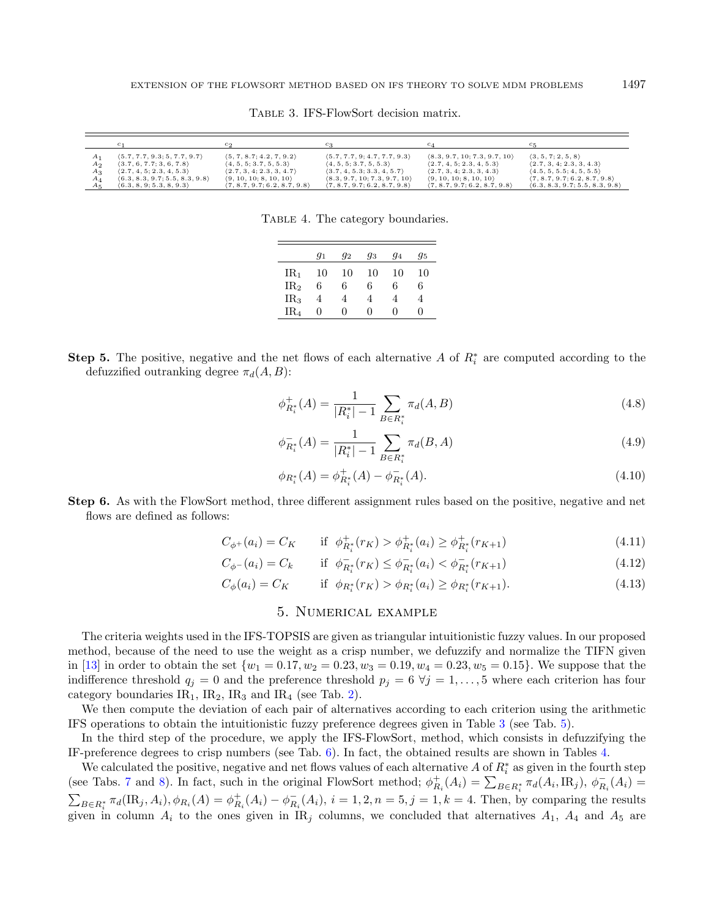Table 3. IFS-FlowSort decision matrix.

| | $c_1$ | $c_2$ | $c_3$ | $c_4$ | $c_5$ |
|---|---|---|---|---|---|
| $A_1$ | $\langle 5.7, 7.7, 9.3; 5, 7.7, 9.7\rangle$ | $\langle 5, 7, 8.7; 4.2, 7, 9.2\rangle$ | $\langle 5.7, 7.7, 9; 4.7, 7.7, 9.3\rangle$ | $\langle 8.3, 9.7, 10; 7.3, 9.7, 10\rangle$ | $\langle 3, 5, 7; 2, 5, 8\rangle$ |
| $A_2$ | $\langle 3.7, 6, 7.7; 3, 6, 7.8\rangle$ | $\langle 4, 5, 5; 3.7, 5, 5.3\rangle$ | $\langle 4, 5, 5; 3.7, 5, 5.3\rangle$ | $\langle 2.7, 4, 5; 2.3, 4, 5.3\rangle$ | $\langle 2.7, 3, 4; 2.3, 3, 4.3\rangle$ |
| $A_3$ | $\langle 2.7, 4, 5; 2.3, 4, 5.3\rangle$ | $\langle 2.7, 3, 4; 2.3, 3, 4.7\rangle$ | $\langle 3.7, 4, 5.3; 3.3, 4, 5.7\rangle$ | $\langle 2.7, 3, 4; 2.3, 3, 4.3\rangle$ | $\langle 4.5, 5, 5.5; 4, 5, 5.5\rangle$ |
| $A_4$ | $\langle 6.3, 8.3, 9.7; 5.5, 8.3, 9.8\rangle$ | $\langle 9, 10, 10; 8, 10, 10\rangle$ | $\langle 8.3, 9.7, 10; 7.3, 9.7, 10\rangle$ | $\langle 9, 10, 10; 8, 10, 10\rangle$ | $\langle 7, 8.7, 9.7; 6.2, 8.7, 9.8\rangle$ |
| $A_5$ | $\langle 6.3, 8, 9; 5.3, 8, 9.3\rangle$ | $\langle 7, 8.7, 9.7; 6.2, 8.7, 9.8\rangle$ | $\langle 7, 8.7, 9.7; 6.2, 8.7, 9.8\rangle$ | $\langle 7, 8.7, 9.7; 6.2, 8.7, 9.8\rangle$ | $\langle 6.3, 8.3, 9.7; 5.5, 8.3, 9.8\rangle$ |

Table 4. The category boundaries.

| | $g_1$ | $g_2$ | $g_3$ | $g_4$ | $g_5$ |
|---|---|---|---|---|---|
| $\text{IR}_1$ | 10 | 10 | 10 | 10 | 10 |
| $\text{IR}_2$ | 6 | 6 | 6 | 6 | 6 |
| $\text{IR}_3$ | 4 | 4 | 4 | 4 | 4 |
| $\text{IR}_4$ | 0 | 0 | 0 | 0 | 0 |

**Step 5.** The positive, negative and the net flows of each alternative $A$ of $R_i^*$ are computed according to the defuzzified outranking degree $\pi_d(A,B)$:

$$\phi^+_{R_i^*}(A) = \frac{1}{|R_i^*|-1}\sum_{B\in R_i^*}\pi_d(A,B) \tag{4.8}$$

$$\phi^-_{R_i^*}(A) = \frac{1}{|R_i^*|-1}\sum_{B\in R_i^*}\pi_d(B,A) \tag{4.9}$$

$$\phi_{R_i^*}(A) = \phi^+_{R_i^*}(A) - \phi^-_{R_i^*}(A). \tag{4.10}$$

**Step 6.** As with the FlowSort method, three different assignment rules based on the positive, negative and net flows are defined as follows:

$$C_{\phi^+}(a_i) = C_K \qquad \text{if}\ \ \phi^+_{R_i^*}(r_K) > \phi^+_{R_i^*}(a_i) \geq \phi^+_{R_i^*}(r_{K+1}) \tag{4.11}$$

$$C_{\phi^-}(a_i) = C_k \qquad \text{if}\ \ \phi^-_{R_i^*}(r_K) \leq \phi^-_{R_i^*}(a_i) < \phi^-_{R_i^*}(r_{K+1}) \tag{4.12}$$

$$C_{\phi}(a_i) = C_K \qquad \text{if}\ \ \phi_{R_i^*}(r_K) > \phi_{R_i^*}(a_i) \geq \phi_{R_i^*}(r_{K+1}). \tag{4.13}$$

## 5. Numerical example

The criteria weights used in the IFS-TOPSIS are given as triangular intuitionistic fuzzy values. In our proposed method, because of the need to use the weight as a crisp number, we defuzzify and normalize the TIFN given in [13] in order to obtain the set $\{w_1 = 0.17, w_2 = 0.23, w_3 = 0.19, w_4 = 0.23, w_5 = 0.15\}$. We suppose that the indifference threshold $q_j = 0$ and the preference threshold $p_j = 6\ \forall j = 1,\ldots,5$ where each criterion has four category boundaries $\text{IR}_1$, $\text{IR}_2$, $\text{IR}_3$ and $\text{IR}_4$ (see Tab. 2).

We then compute the deviation of each pair of alternatives according to each criterion using the arithmetic IFS operations to obtain the intuitionistic fuzzy preference degrees given in Table 3 (see Tab. 5).

In the third step of the procedure, we apply the IFS-FlowSort, method, which consists in defuzzifying the IF-preference degrees to crisp numbers (see Tab. 6). In fact, the obtained results are shown in Tables 4.

We calculated the positive, negative and net flows values of each alternative $A$ of $R_i^*$ as given in the fourth step (see Tabs. 7 and 8). In fact, such in the original FlowSort method; $\phi^+_{R_i}(A_i) = \sum_{B\in R_i^*}\pi_d(A_i,\text{IR}_j)$, $\phi^-_{R_i}(A_i) = \sum_{B\in R_i^*}\pi_d(\text{IR}_j,A_i), \phi_{R_i}(A) = \phi^+_{R_i}(A_i) - \phi^-_{R_i}(A_i)$, $i = 1,2, n = 5, j = 1, k = 4$. Then, by comparing the results given in column $A_i$ to the ones given in $\text{IR}_j$ columns, we concluded that alternatives $A_1$, $A_4$ and $A_5$ are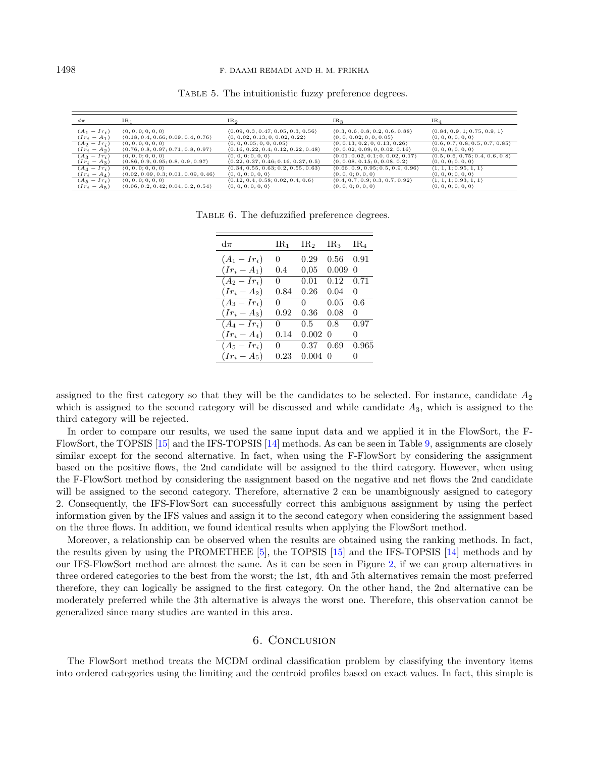Table 5. The intuitionistic fuzzy preference degrees.

| $d\pi$ | $IR_1$ | $IR_2$ | $IR_3$ | $IR_4$ |
|---|---|---|---|---|
| $(A_1 - Ir_i)$ | ⟨0, 0, 0; 0, 0, 0⟩ | ⟨0.09, 0.3, 0.47; 0.05, 0.3, 0.56⟩ | ⟨0.3, 0.6, 0.8; 0.2, 0.6, 0.88⟩ | ⟨0.84, 0.9, 1; 0.75, 0.9, 1⟩ |
| $(Ir_i - A_1)$ | ⟨0.18, 0.4, 0.66; 0.09, 0.4, 0.76⟩ | ⟨0, 0.02, 0.13; 0, 0.02, 0.22⟩ | ⟨0, 0, 0.02; 0, 0, 0.05⟩ | ⟨0, 0, 0; 0, 0, 0⟩ |
| $(A_2 - Ir_i)$ | ⟨0, 0, 0; 0, 0, 0⟩ | ⟨0, 0, 0.05; 0, 0, 0.05⟩ | ⟨0, 0.13, 0.2; 0, 0.13, 0.26⟩ | ⟨0.6, 0.7, 0.8; 0.5, 0.7, 0.85⟩ |
| $(Ir_i - A_2)$ | ⟨0.76, 0.8, 0.97; 0.71, 0.8, 0.97⟩ | ⟨0.16, 0.22, 0.4; 0.12, 0.22, 0.48⟩ | ⟨0, 0.02, 0.09; 0, 0.02, 0.16⟩ | ⟨0, 0, 0; 0, 0, 0⟩ |
| $(A_3 - Ir_i)$ | ⟨0, 0, 0; 0, 0, 0⟩ | ⟨0, 0, 0; 0, 0, 0⟩ | ⟨0.01, 0.02, 0.1; 0, 0.02, 0.17⟩ | ⟨0.5, 0.6, 0.75; 0.4, 0.6, 0.8⟩ |
| $(Ir_i - A_3)$ | ⟨0.86, 0.9, 0.95; 0.8, 0.9, 0.97⟩ | ⟨0.22, 0.37, 0.46; 0.16, 0.37, 0.5⟩ | ⟨0, 0.08, 0.15; 0, 0.08, 0.2⟩ | ⟨0, 0, 0; 0, 0, 0⟩ |
| $(A_4 - Ir_i)$ | ⟨0, 0, 0; 0, 0, 0⟩ | ⟨0.34, 0.55, 0.63; 0.2, 0.55, 0.63⟩ | ⟨0.66, 0.9, 0.95; 0.5, 0.9, 0.96⟩ | ⟨1, 1, 1; 0.95, 1, 1⟩ |
| $(Ir_i - A_4)$ | ⟨0.02, 0.09, 0.3; 0.01, 0.09, 0.46⟩ | ⟨0, 0, 0; 0, 0, 0⟩ | ⟨0, 0, 0; 0, 0, 0⟩ | ⟨0, 0, 0; 0, 0, 0⟩ |
| $(A_5 - Ir_i)$ | ⟨0, 0, 0; 0, 0, 0⟩ | ⟨0.12, 0.4, 0.58; 0.02, 0.4, 0.6⟩ | ⟨0.4, 0.7, 0.9; 0.3, 0.7, 0.92⟩ | ⟨1, 1, 1; 0.93, 1, 1⟩ |
| $(Ir_i - A_5)$ | ⟨0.06, 0.2, 0.42; 0.04, 0.2, 0.54⟩ | ⟨0, 0, 0; 0, 0, 0⟩ | ⟨0, 0, 0; 0, 0, 0⟩ | ⟨0, 0, 0; 0, 0, 0⟩ |

Table 6. The defuzzified preference degrees.

| $d\pi$ | $IR_1$ | $IR_2$ | $IR_3$ | $IR_4$ |
|---|---|---|---|---|
| $(A_1 - Ir_i)$ | 0 | 0.29 | 0.56 | 0.91 |
| $(Ir_i - A_1)$ | 0.4 | 0,05 | 0.009 | 0 |
| $(A_2 - Ir_i)$ | 0 | 0.01 | 0.12 | 0.71 |
| $(Ir_i - A_2)$ | 0.84 | 0.26 | 0.04 | 0 |
| $(A_3 - Ir_i)$ | 0 | 0 | 0.05 | 0.6 |
| $(Ir_i - A_3)$ | 0.92 | 0.36 | 0.08 | 0 |
| $(A_4 - Ir_i)$ | 0 | 0.5 | 0.8 | 0.97 |
| $(Ir_i - A_4)$ | 0.14 | 0.002 | 0 | 0 |
| $(A_5 - Ir_i)$ | 0 | 0.37 | 0.69 | 0.965 |
| $(Ir_i - A_5)$ | 0.23 | 0.004 | 0 | 0 |

assigned to the first category so that they will be the candidates to be selected. For instance, candidate $A_2$ which is assigned to the second category will be discussed and while candidate $A_3$, which is assigned to the third category will be rejected.

In order to compare our results, we used the same input data and we applied it in the FlowSort, the F-FlowSort, the TOPSIS [15] and the IFS-TOPSIS [14] methods. As can be seen in Table 9, assignments are closely similar except for the second alternative. In fact, when using the F-FlowSort by considering the assignment based on the positive flows, the 2nd candidate will be assigned to the third category. However, when using the F-FlowSort method by considering the assignment based on the negative and net flows the 2nd candidate will be assigned to the second category. Therefore, alternative 2 can be unambiguously assigned to category 2. Consequently, the IFS-FlowSort can successfully correct this ambiguous assignment by using the perfect information given by the IFS values and assign it to the second category when considering the assignment based on the three flows. In addition, we found identical results when applying the FlowSort method.

Moreover, a relationship can be observed when the results are obtained using the ranking methods. In fact, the results given by using the PROMETHEE [5], the TOPSIS [15] and the IFS-TOPSIS [14] methods and by our IFS-FlowSort method are almost the same. As it can be seen in Figure 2, if we can group alternatives in three ordered categories to the best from the worst; the 1st, 4th and 5th alternatives remain the most preferred therefore, they can logically be assigned to the first category. On the other hand, the 2nd alternative can be moderately preferred while the 3th alternative is always the worst one. Therefore, this observation cannot be generalized since many studies are wanted in this area.

## 6. Conclusion

The FlowSort method treats the MCDM ordinal classification problem by classifying the inventory items into ordered categories using the limiting and the centroid profiles based on exact values. In fact, this simple is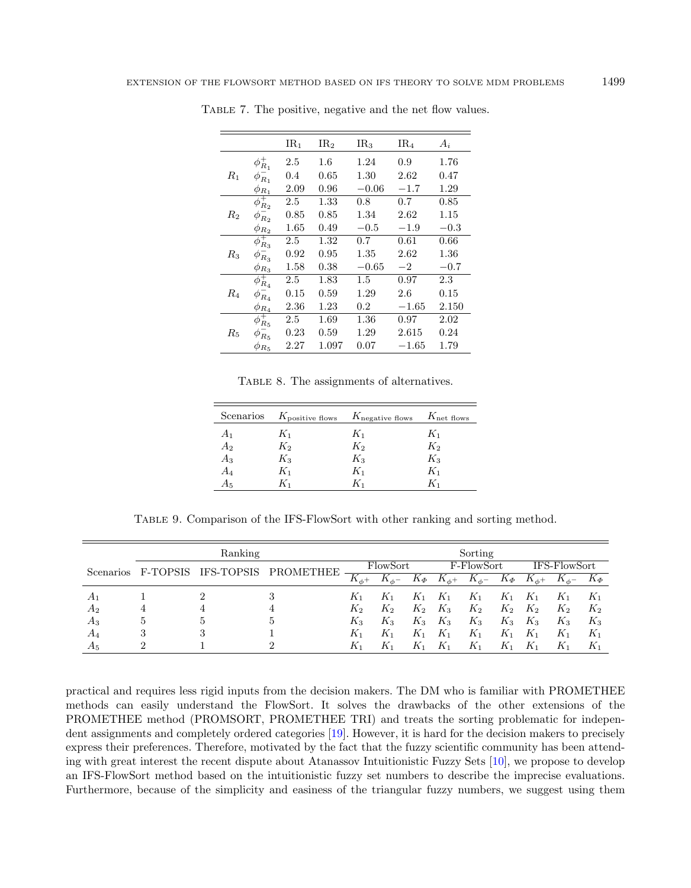TABLE 7. The positive, negative and the net flow values.

| | | $\text{IR}_1$ | $\text{IR}_2$ | $\text{IR}_3$ | $\text{IR}_4$ | $A_i$ |
|---|---|---|---|---|---|---|
| | $\phi^+_{R_1}$ | 2.5 | 1.6 | 1.24 | 0.9 | 1.76 |
| $R_1$ | $\phi^-_{R_1}$ | 0.4 | 0.65 | 1.30 | 2.62 | 0.47 |
| | $\phi_{R_1}$ | 2.09 | 0.96 | $-0.06$ | $-1.7$ | 1.29 |
| | $\phi^+_{R_2}$ | 2.5 | 1.33 | 0.8 | 0.7 | 0.85 |
| $R_2$ | $\phi^-_{R_2}$ | 0.85 | 0.85 | 1.34 | 2.62 | 1.15 |
| | $\phi_{R_2}$ | 1.65 | 0.49 | $-0.5$ | $-1.9$ | $-0.3$ |
| | $\phi^+_{R_3}$ | 2.5 | 1.32 | 0.7 | 0.61 | 0.66 |
| $R_3$ | $\phi^-_{R_3}$ | 0.92 | 0.95 | 1.35 | 2.62 | 1.36 |
| | $\phi_{R_3}$ | 1.58 | 0.38 | $-0.65$ | $-2$ | $-0.7$ |
| | $\phi^+_{R_4}$ | 2.5 | 1.83 | 1.5 | 0.97 | 2.3 |
| $R_4$ | $\phi^-_{R_4}$ | 0.15 | 0.59 | 1.29 | 2.6 | 0.15 |
| | $\phi_{R_4}$ | 2.36 | 1.23 | 0.2 | $-1.65$ | 2.150 |
| | $\phi^+_{R_5}$ | 2.5 | 1.69 | 1.36 | 0.97 | 2.02 |
| $R_5$ | $\phi^-_{R_5}$ | 0.23 | 0.59 | 1.29 | 2.615 | 0.24 |
| | $\phi_{R_5}$ | 2.27 | 1.097 | 0.07 | $-1.65$ | 1.79 |

TABLE 8. The assignments of alternatives.

| Scenarios | $K_{\text{positive flows}}$ | $K_{\text{negative flows}}$ | $K_{\text{net flows}}$ |
|---|---|---|---|
| $A_1$ | $K_1$ | $K_1$ | $K_1$ |
| $A_2$ | $K_2$ | $K_2$ | $K_2$ |
| $A_3$ | $K_3$ | $K_3$ | $K_3$ |
| $A_4$ | $K_1$ | $K_1$ | $K_1$ |
| $A_5$ | $K_1$ | $K_1$ | $K_1$ |

TABLE 9. Comparison of the IFS-FlowSort with other ranking and sorting method.

| | Ranking | | | Sorting | | | | | | | | |
|---|---|---|---|---|---|---|---|---|---|---|---|---|
| Scenarios | F-TOPSIS | IFS-TOPSIS | PROMETHEE | FlowSort | | | F-FlowSort | | | IFS-FlowSort | | |
| | | | | $K_{\phi^+}$ | $K_{\phi^-}$ | $K_{\Phi}$ | $K_{\phi^+}$ | $K_{\phi^-}$ | $K_{\Phi}$ | $K_{\phi^+}$ | $K_{\phi^-}$ | $K_{\Phi}$ |
| $A_1$ | 1 | 2 | 3 | $K_1$ | $K_1$ | $K_1$ | $K_1$ | $K_1$ | $K_1$ | $K_1$ | $K_1$ | $K_1$ |
| $A_2$ | 4 | 4 | 4 | $K_2$ | $K_2$ | $K_2$ | $K_3$ | $K_2$ | $K_2$ | $K_2$ | $K_2$ | $K_2$ |
| $A_3$ | 5 | 5 | 5 | $K_3$ | $K_3$ | $K_3$ | $K_3$ | $K_3$ | $K_3$ | $K_3$ | $K_3$ | $K_3$ |
| $A_4$ | 3 | 3 | 1 | $K_1$ | $K_1$ | $K_1$ | $K_1$ | $K_1$ | $K_1$ | $K_1$ | $K_1$ | $K_1$ |
| $A_5$ | 2 | 1 | 2 | $K_1$ | $K_1$ | $K_1$ | $K_1$ | $K_1$ | $K_1$ | $K_1$ | $K_1$ | $K_1$ |

practical and requires less rigid inputs from the decision makers. The DM who is familiar with PROMETHEE methods can easily understand the FlowSort. It solves the drawbacks of the other extensions of the PROMETHEE method (PROMSORT, PROMETHEE TRI) and treats the sorting problematic for independent assignments and completely ordered categories [19]. However, it is hard for the decision makers to precisely express their preferences. Therefore, motivated by the fact that the fuzzy scientific community has been attending with great interest the recent dispute about Atanassov Intuitionistic Fuzzy Sets [10], we propose to develop an IFS-FlowSort method based on the intuitionistic fuzzy set numbers to describe the imprecise evaluations. Furthermore, because of the simplicity and easiness of the triangular fuzzy numbers, we suggest using them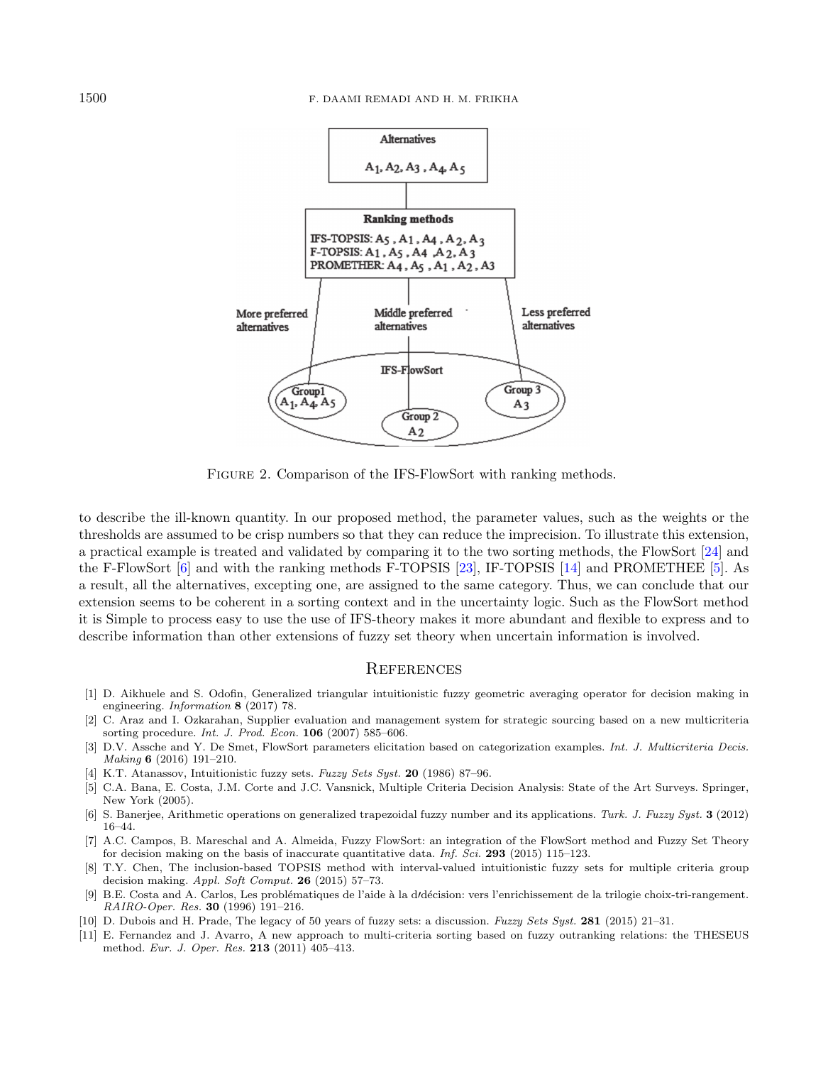FIGURE 2. Comparison of the IFS-FlowSort with ranking methods.

to describe the ill-known quantity. In our proposed method, the parameter values, such as the weights or the thresholds are assumed to be crisp numbers so that they can reduce the imprecision. To illustrate this extension, a practical example is treated and validated by comparing it to the two sorting methods, the FlowSort [24] and the F-FlowSort [6] and with the ranking methods F-TOPSIS [23], IF-TOPSIS [14] and PROMETHEE [5]. As a result, all the alternatives, excepting one, are assigned to the same category. Thus, we can conclude that our extension seems to be coherent in a sorting context and in the uncertainty logic. Such as the FlowSort method it is Simple to process easy to use the use of IFS-theory makes it more abundant and flexible to express and to describe information than other extensions of fuzzy set theory when uncertain information is involved.

## REFERENCES

[1] D. Aikhuele and S. Odofin, Generalized triangular intuitionistic fuzzy geometric averaging operator for decision making in engineering. *Information* **8** (2017) 78.

[2] C. Araz and I. Ozkarahan, Supplier evaluation and management system for strategic sourcing based on a new multicriteria sorting procedure. *Int. J. Prod. Econ.* **106** (2007) 585–606.

[3] D.V. Assche and Y. De Smet, FlowSort parameters elicitation based on categorization examples. *Int. J. Multicriteria Decis. Making* **6** (2016) 191–210.

[4] K.T. Atanassov, Intuitionistic fuzzy sets. *Fuzzy Sets Syst.* **20** (1986) 87–96.

[5] C.A. Bana, E. Costa, J.M. Corte and J.C. Vansnick, Multiple Criteria Decision Analysis: State of the Art Surveys. Springer, New York (2005).

[6] S. Banerjee, Arithmetic operations on generalized trapezoidal fuzzy number and its applications. *Turk. J. Fuzzy Syst.* **3** (2012) 16–44.

[7] A.C. Campos, B. Mareschal and A. Almeida, Fuzzy FlowSort: an integration of the FlowSort method and Fuzzy Set Theory for decision making on the basis of inaccurate quantitative data. *Inf. Sci.* **293** (2015) 115–123.

[8] T.Y. Chen, The inclusion-based TOPSIS method with interval-valued intuitionistic fuzzy sets for multiple criteria group decision making. *Appl. Soft Comput.* **26** (2015) 57–73.

[9] B.E. Costa and A. Carlos, Les problématiques de l'aide à la d/décision: vers l'enrichissement de la trilogie choix-tri-rangement. *RAIRO-Oper. Res.* **30** (1996) 191–216.

[10] D. Dubois and H. Prade, The legacy of 50 years of fuzzy sets: a discussion. *Fuzzy Sets Syst.* **281** (2015) 21–31.

[11] E. Fernandez and J. Avarro, A new approach to multi-criteria sorting based on fuzzy outranking relations: the THESEUS method. *Eur. J. Oper. Res.* **213** (2011) 405–413.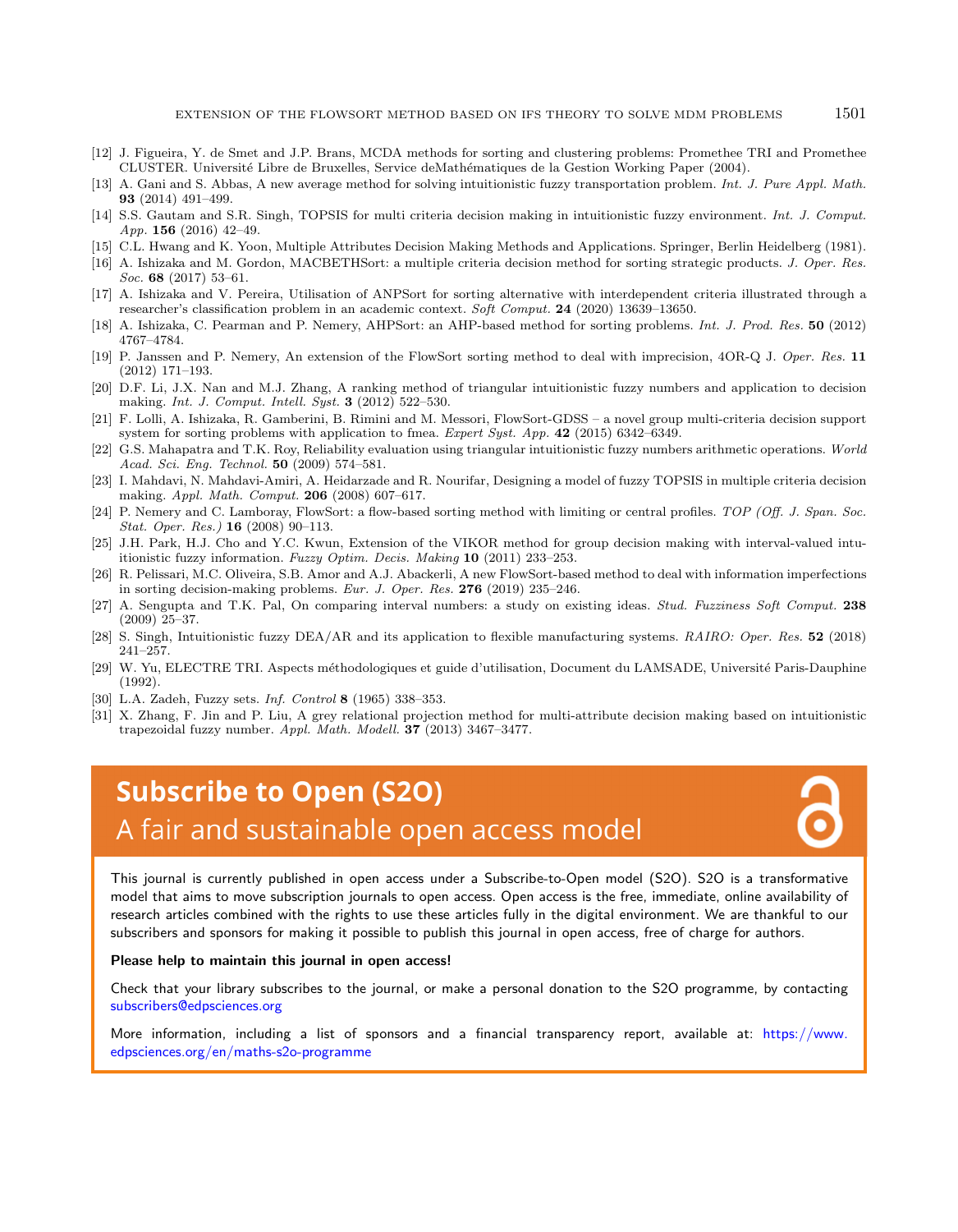[12] J. Figueira, Y. de Smet and J.P. Brans, MCDA methods for sorting and clustering problems: Promethee TRI and Promethee CLUSTER. Université Libre de Bruxelles, Service deMathématiques de la Gestion Working Paper (2004).

[13] A. Gani and S. Abbas, A new average method for solving intuitionistic fuzzy transportation problem. *Int. J. Pure Appl. Math.* **93** (2014) 491–499.

[14] S.S. Gautam and S.R. Singh, TOPSIS for multi criteria decision making in intuitionistic fuzzy environment. *Int. J. Comput. App.* **156** (2016) 42–49.

[15] C.L. Hwang and K. Yoon, Multiple Attributes Decision Making Methods and Applications. Springer, Berlin Heidelberg (1981).

[16] A. Ishizaka and M. Gordon, MACBETHSort: a multiple criteria decision method for sorting strategic products. *J. Oper. Res. Soc.* **68** (2017) 53–61.

[17] A. Ishizaka and V. Pereira, Utilisation of ANPSort for sorting alternative with interdependent criteria illustrated through a researcher's classification problem in an academic context. *Soft Comput.* **24** (2020) 13639–13650.

[18] A. Ishizaka, C. Pearman and P. Nemery, AHPSort: an AHP-based method for sorting problems. *Int. J. Prod. Res.* **50** (2012) 4767–4784.

[19] P. Janssen and P. Nemery, An extension of the FlowSort sorting method to deal with imprecision, 4OR-Q J. *Oper. Res.* **11** (2012) 171–193.

[20] D.F. Li, J.X. Nan and M.J. Zhang, A ranking method of triangular intuitionistic fuzzy numbers and application to decision making. *Int. J. Comput. Intell. Syst.* **3** (2012) 522–530.

[21] F. Lolli, A. Ishizaka, R. Gamberini, B. Rimini and M. Messori, FlowSort-GDSS – a novel group multi-criteria decision support system for sorting problems with application to fmea. *Expert Syst. App.* **42** (2015) 6342–6349.

[22] G.S. Mahapatra and T.K. Roy, Reliability evaluation using triangular intuitionistic fuzzy numbers arithmetic operations. *World Acad. Sci. Eng. Technol.* **50** (2009) 574–581.

[23] I. Mahdavi, N. Mahdavi-Amiri, A. Heidarzade and R. Nourifar, Designing a model of fuzzy TOPSIS in multiple criteria decision making. *Appl. Math. Comput.* **206** (2008) 607–617.

[24] P. Nemery and C. Lamboray, FlowSort: a flow-based sorting method with limiting or central profiles. *TOP (Off. J. Span. Soc. Stat. Oper. Res.)* **16** (2008) 90–113.

[25] J.H. Park, H.J. Cho and Y.C. Kwun, Extension of the VIKOR method for group decision making with interval-valued intuitionistic fuzzy information. *Fuzzy Optim. Decis. Making* **10** (2011) 233–253.

[26] R. Pelissari, M.C. Oliveira, S.B. Amor and A.J. Abackerli, A new FlowSort-based method to deal with information imperfections in sorting decision-making problems. *Eur. J. Oper. Res.* **276** (2019) 235–246.

[27] A. Sengupta and T.K. Pal, On comparing interval numbers: a study on existing ideas. *Stud. Fuzziness Soft Comput.* **238** (2009) 25–37.

[28] S. Singh, Intuitionistic fuzzy DEA/AR and its application to flexible manufacturing systems. *RAIRO: Oper. Res.* **52** (2018) 241–257.

[29] W. Yu, ELECTRE TRI. Aspects méthodologiques et guide d'utilisation, Document du LAMSADE, Université Paris-Dauphine (1992).

[30] L.A. Zadeh, Fuzzy sets. *Inf. Control* **8** (1965) 338–353.

[31] X. Zhang, F. Jin and P. Liu, A grey relational projection method for multi-attribute decision making based on intuitionistic trapezoidal fuzzy number. *Appl. Math. Modell.* **37** (2013) 3467–3477.

## Subscribe to Open (S2O)

### A fair and sustainable open access model

This journal is currently published in open access under a Subscribe-to-Open model (S2O). S2O is a transformative model that aims to move subscription journals to open access. Open access is the free, immediate, online availability of research articles combined with the rights to use these articles fully in the digital environment. We are thankful to our subscribers and sponsors for making it possible to publish this journal in open access, free of charge for authors.

**Please help to maintain this journal in open access!**

Check that your library subscribes to the journal, or make a personal donation to the S2O programme, by contacting subscribers@edpsciences.org

More information, including a list of sponsors and a financial transparency report, available at: https://www.edpsciences.org/en/maths-s2o-programme